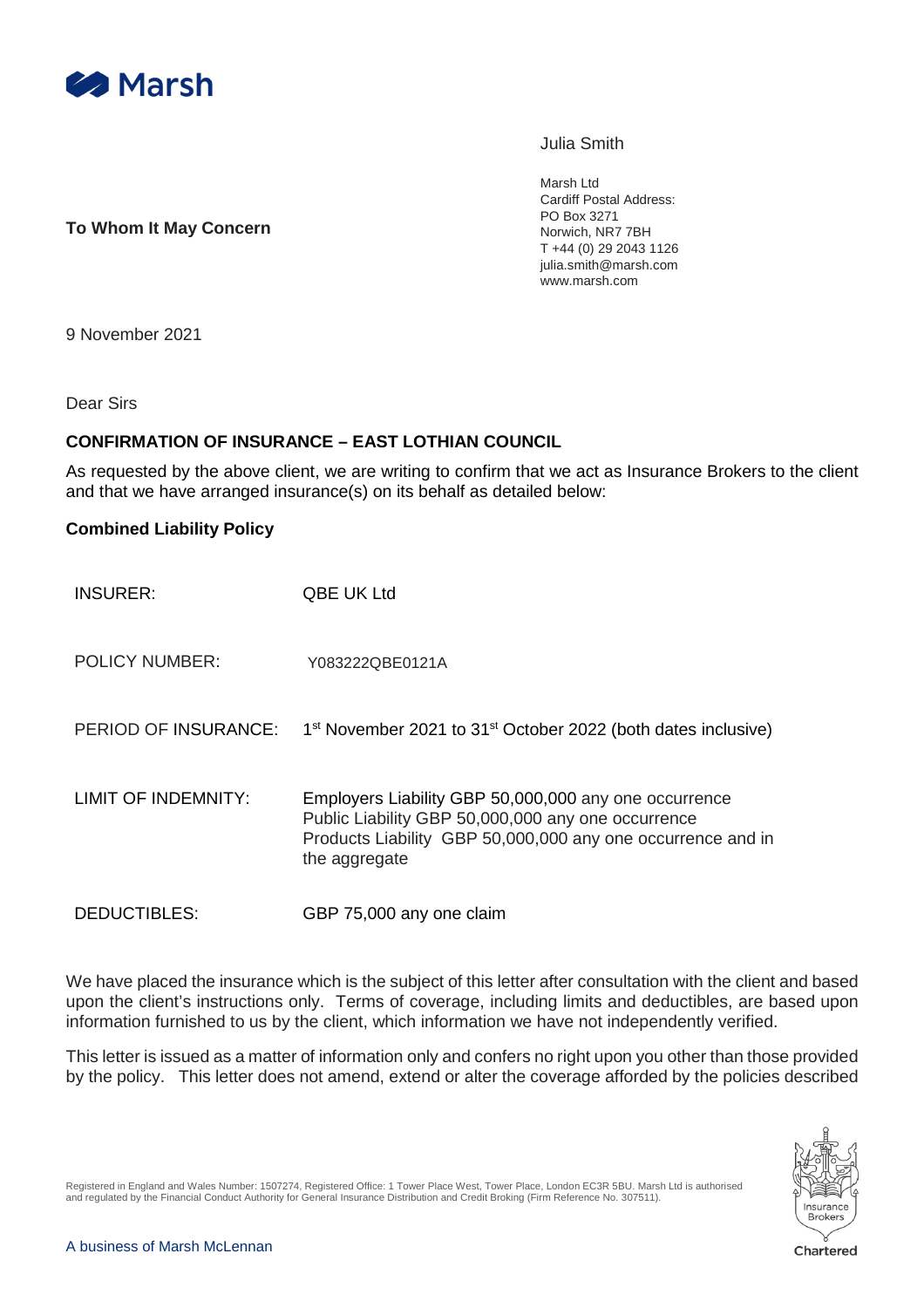Marsh

Julia Smith

Marsh Ltd
Cardiff Postal Address:
PO Box 3271
Norwich, NR7 7BH
T +44 (0) 29 2043 1126
julia.smith@marsh.com
www.marsh.com

**To Whom It May Concern**

9 November 2021

Dear Sirs

**CONFIRMATION OF INSURANCE – EAST LOTHIAN COUNCIL**

As requested by the above client, we are writing to confirm that we act as Insurance Brokers to the client and that we have arranged insurance(s) on its behalf as detailed below:

**Combined Liability Policy**

| | |
|---|---|
| INSURER: | QBE UK Ltd |
| POLICY NUMBER: | Y083222QBE0121A |
| PERIOD OF INSURANCE: | 1st November 2021 to 31st October 2022 (both dates inclusive) |
| LIMIT OF INDEMNITY: | Employers Liability GBP 50,000,000 any one occurrence<br>Public Liability GBP 50,000,000 any one occurrence<br>Products Liability GBP 50,000,000 any one occurrence and in the aggregate |
| DEDUCTIBLES: | GBP 75,000 any one claim |

We have placed the insurance which is the subject of this letter after consultation with the client and based upon the client's instructions only. Terms of coverage, including limits and deductibles, are based upon information furnished to us by the client, which information we have not independently verified.

This letter is issued as a matter of information only and confers no right upon you other than those provided by the policy. This letter does not amend, extend or alter the coverage afforded by the policies described

Registered in England and Wales Number: 1507274, Registered Office: 1 Tower Place West, Tower Place, London EC3R 5BU. Marsh Ltd is authorised and regulated by the Financial Conduct Authority for General Insurance Distribution and Credit Broking (Firm Reference No. 307511).

A business of Marsh McLennan

Insurance Brokers Chartered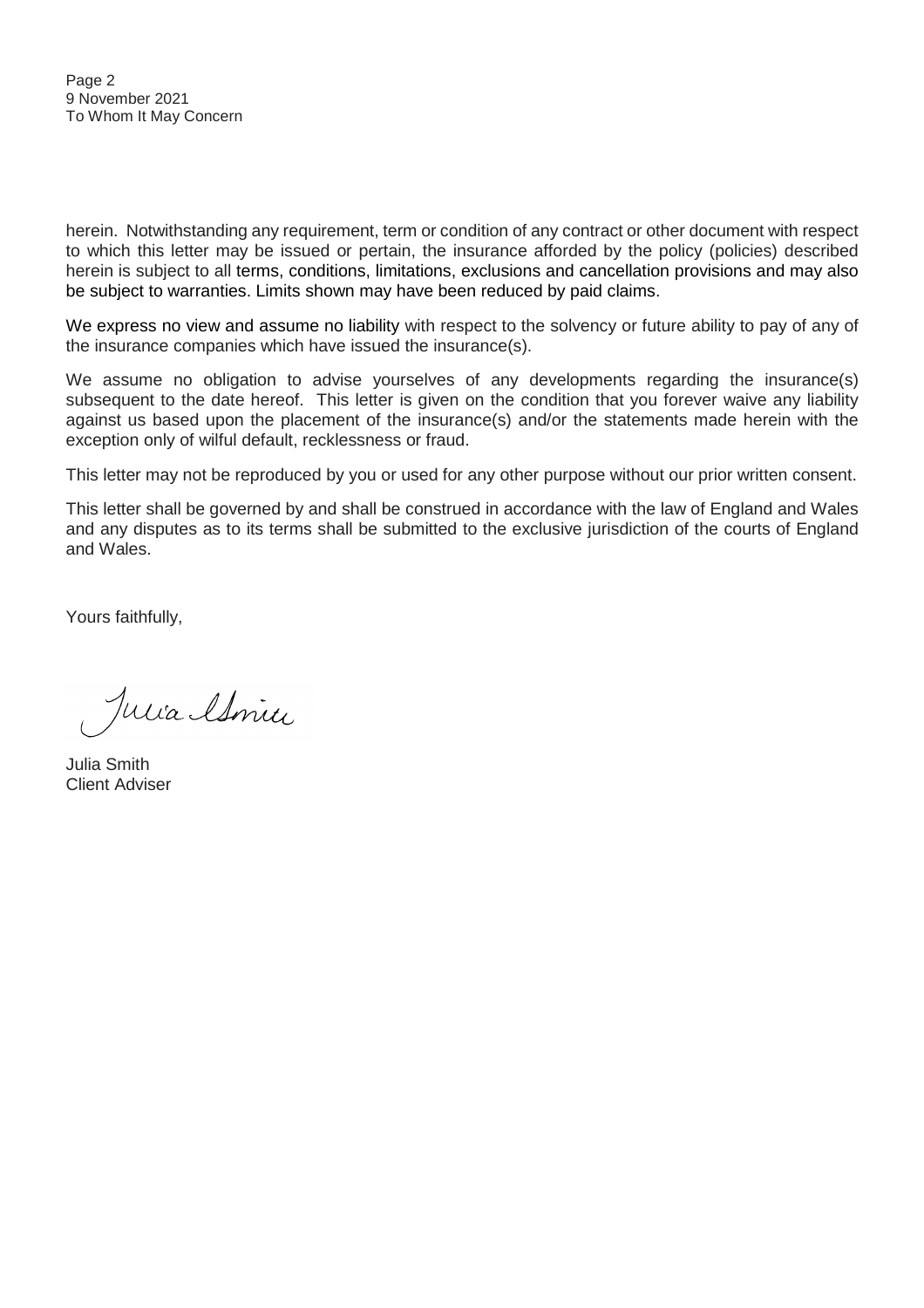herein. Notwithstanding any requirement, term or condition of any contract or other document with respect to which this letter may be issued or pertain, the insurance afforded by the policy (policies) described herein is subject to all terms, conditions, limitations, exclusions and cancellation provisions and may also be subject to warranties. Limits shown may have been reduced by paid claims.

We express no view and assume no liability with respect to the solvency or future ability to pay of any of the insurance companies which have issued the insurance(s).

We assume no obligation to advise yourselves of any developments regarding the insurance(s) subsequent to the date hereof. This letter is given on the condition that you forever waive any liability against us based upon the placement of the insurance(s) and/or the statements made herein with the exception only of wilful default, recklessness or fraud.

This letter may not be reproduced by you or used for any other purpose without our prior written consent.

This letter shall be governed by and shall be construed in accordance with the law of England and Wales and any disputes as to its terms shall be submitted to the exclusive jurisdiction of the courts of England and Wales.

Yours faithfully,

Julia Smith

Julia Smith
Client Adviser